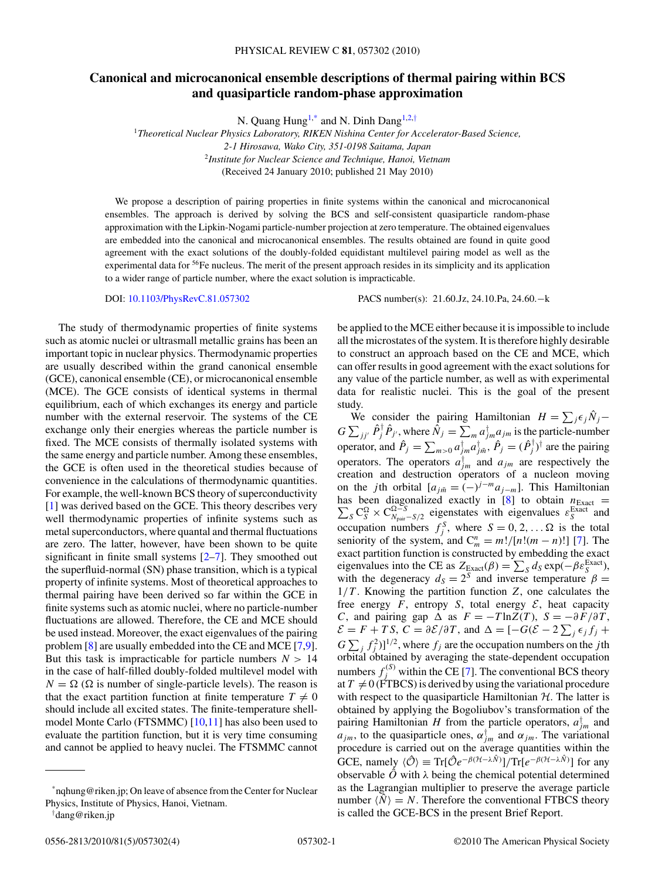# Canonical and microcanonical ensemble descriptions of thermal pairing within BCS and quasiparticle random-phase approximation

N. Quang Hung[1,*] and N. Dinh Dang[1,2,†]

[1] *Theoretical Nuclear Physics Laboratory, RIKEN Nishina Center for Accelerator-Based Science, 2-1 Hirosawa, Wako City, 351-0198 Saitama, Japan*

[2] *Institute for Nuclear Science and Technique, Hanoi, Vietnam*

(Received 24 January 2010; published 21 May 2010)

We propose a description of pairing properties in finite systems within the canonical and microcanonical ensembles. The approach is derived by solving the BCS and self-consistent quasiparticle random-phase approximation with the Lipkin-Nogami particle-number projection at zero temperature. The obtained eigenvalues are embedded into the canonical and microcanonical ensembles. The results obtained are found in quite good agreement with the exact solutions of the doubly-folded equidistant multilevel pairing model as well as the experimental data for $^{56}$Fe nucleus. The merit of the present approach resides in its simplicity and its application to a wider range of particle number, where the exact solution is impracticable.

DOI: 10.1103/PhysRevC.81.057302 PACS number(s): 21.60.Jz, 24.10.Pa, 24.60.−k

The study of thermodynamic properties of finite systems such as atomic nuclei or ultrasmall metallic grains has been an important topic in nuclear physics. Thermodynamic properties are usually described within the grand canonical ensemble (GCE), canonical ensemble (CE), or microcanonical ensemble (MCE). The GCE consists of identical systems in thermal equilibrium, each of which exchanges its energy and particle number with the external reservoir. The systems of the CE exchange only their energies whereas the particle number is fixed. The MCE consists of thermally isolated systems with the same energy and particle number. Among these ensembles, the GCE is often used in the theoretical studies because of convenience in the calculations of thermodynamic quantities. For example, the well-known BCS theory of superconductivity [1] was derived based on the GCE. This theory describes very well thermodynamic properties of infinite systems such as metal superconductors, where quantal and thermal fluctuations are zero. The latter, however, have been shown to be quite significant in finite small systems [2–7]. They smoothed out the superfluid-normal (SN) phase transition, which is a typical property of infinite systems. Most of theoretical approaches to thermal pairing have been derived so far within the GCE in finite systems such as atomic nuclei, where no particle-number fluctuations are allowed. Therefore, the CE and MCE should be used instead. Moreover, the exact eigenvalues of the pairing problem [8] are usually embedded into the CE and MCE [7,9]. But this task is impracticable for particle numbers $N > 14$ in the case of half-filled doubly-folded multilevel model with $N = \Omega$ ($\Omega$ is number of single-particle levels). The reason is that the exact partition function at finite temperature $T \neq 0$ should include all excited states. The finite-temperature shell-model Monte Carlo (FTSMMC) [10,11] has also been used to evaluate the partition function, but it is very time consuming and cannot be applied to heavy nuclei. The FTSMMC cannot be applied to the MCE either because it is impossible to include all the microstates of the system. It is therefore highly desirable to construct an approach based on the CE and MCE, which can offer results in good agreement with the exact solutions for any value of the particle number, as well as with experimental data for realistic nuclei. This is the goal of the present study.

We consider the pairing Hamiltonian $H = \sum_j \epsilon_j \hat{N}_j - G\sum_{jj'} \hat{P}_j^\dagger \hat{P}_{j'}$, where $\hat{N}_j = \sum_m a_{jm}^\dagger a_{jm}$ is the particle-number operator, and $\hat{P}_j = \sum_{m>0} a_{jm}^\dagger a_{j\tilde{m}}^\dagger$, $\hat{P}_j = (\hat{P}_j^\dagger)^\dagger$ are the pairing operators. The operators $a_{jm}^\dagger$ and $a_{jm}$ are respectively the creation and destruction operators of a nucleon moving on the $j$th orbital $[a_{j\tilde{m}} = (-)^{j-m} a_{j-m}]$. This Hamiltonian has been diagonalized exactly in [8] to obtain $n_{\rm Exact} = \sum_S {\rm C}_S^\Omega \times {\rm C}_{N_{\rm pair}-S/2}^{\Omega-S}$ eigenstates with eigenvalues $\varepsilon_S^{\rm Exact}$ and occupation numbers $f_j^S$, where $S = 0, 2, \ldots \Omega$ is the total seniority of the system, and ${\rm C}_m^n = m!/[n!(m-n)!]$ [7]. The exact partition function is constructed by embedding the exact eigenvalues into the CE as $Z_{\rm Exact}(\beta) = \sum_S d_S \exp(-\beta\varepsilon_S^{\rm Exact})$, with the degeneracy $d_S = 2^S$ and inverse temperature $\beta = 1/T$. Knowing the partition function $Z$, one calculates the free energy $F$, entropy $S$, total energy $\mathcal{E}$, heat capacity $C$, and pairing gap $\Delta$ as $F = -T\ln Z(T)$, $S = -\partial F/\partial T$, $\mathcal{E} = F + TS$, $C = \partial\mathcal{E}/\partial T$, and $\Delta = [-G(\mathcal{E} - 2\sum_j \epsilon_j f_j + G\sum_j f_j^2)]^{1/2}$, where $f_j$ are the occupation numbers on the $j$th orbital obtained by averaging the state-dependent occupation numbers $f_j^{(S)}$ within the CE [7]. The conventional BCS theory at $T \neq 0$ (FTBCS) is derived by using the variational procedure with respect to the quasiparticle Hamiltonian $\mathcal{H}$. The latter is obtained by applying the Bogoliubov's transformation of the pairing Hamiltonian $H$ from the particle operators, $a_{jm}^\dagger$ and $a_{jm}$, to the quasiparticle ones, $\alpha_{jm}^\dagger$ and $\alpha_{jm}$. The variational procedure is carried out on the average quantities within the GCE, namely $\langle\hat{\mathcal{O}}\rangle \equiv {\rm Tr}[\hat{\mathcal{O}}e^{-\beta(\mathcal{H}-\lambda\hat{N})}]/{\rm Tr}[e^{-\beta(\mathcal{H}-\lambda\hat{N})}]$ for any observable $\hat{\mathcal{O}}$ with $\lambda$ being the chemical potential determined as the Lagrangian multiplier to preserve the average particle number $\langle\hat{N}\rangle = N$. Therefore the conventional FTBCS theory is called the GCE-BCS in the present Brief Report.

---

*nqhung@riken.jp; On leave of absence from the Center for Nuclear Physics, Institute of Physics, Hanoi, Vietnam.

†dang@riken.jp

0556-2813/2010/81(5)/057302(4) ©2010 The American Physical Society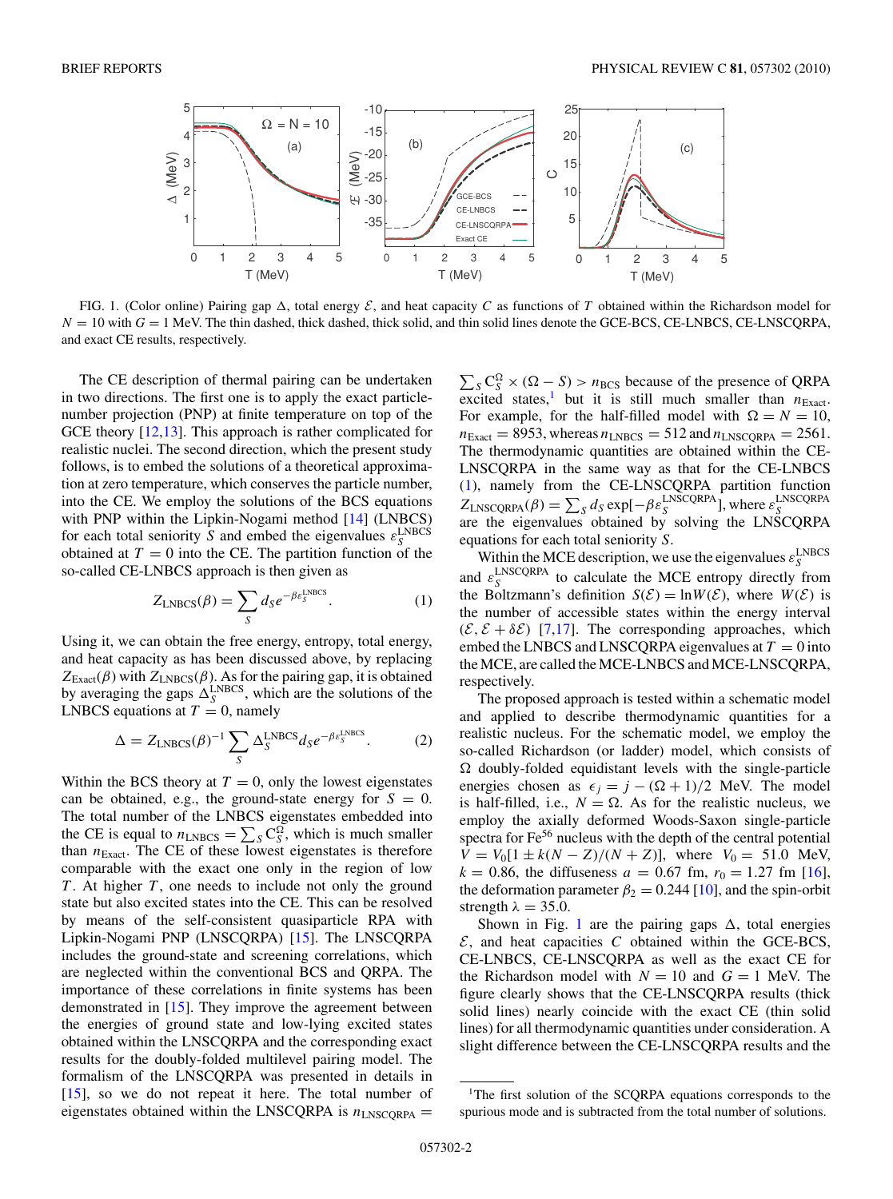FIG. 1. (Color online) Pairing gap $\Delta$, total energy $\mathcal{E}$, and heat capacity $C$ as functions of $T$ obtained within the Richardson model for $N = 10$ with $G = 1$ MeV. The thin dashed, thick dashed, thick solid, and thin solid lines denote the GCE-BCS, CE-LNBCS, CE-LNSCQRPA, and exact CE results, respectively.

The CE description of thermal pairing can be undertaken in two directions. The first one is to apply the exact particle-number projection (PNP) at finite temperature on top of the GCE theory [12,13]. This approach is rather complicated for realistic nuclei. The second direction, which the present study follows, is to embed the solutions of a theoretical approximation at zero temperature, which conserves the particle number, into the CE. We employ the solutions of the BCS equations with PNP within the Lipkin-Nogami method [14] (LNBCS) for each total seniority $S$ and embed the eigenvalues $\varepsilon_S^{\rm LNBCS}$ obtained at $T = 0$ into the CE. The partition function of the so-called CE-LNBCS approach is then given as

$$Z_{\rm LNBCS}(\beta) = \sum_S d_S e^{-\beta\varepsilon_S^{\rm LNBCS}}. \tag{1}$$

Using it, we can obtain the free energy, entropy, total energy, and heat capacity as has been discussed above, by replacing $Z_{\rm Exact}(\beta)$ with $Z_{\rm LNBCS}(\beta)$. As for the pairing gap, it is obtained by averaging the gaps $\Delta_S^{\rm LNBCS}$, which are the solutions of the LNBCS equations at $T = 0$, namely

$$\Delta = Z_{\rm LNBCS}(\beta)^{-1} \sum_S \Delta_S^{\rm LNBCS} d_S e^{-\beta\varepsilon_S^{\rm LNBCS}}. \tag{2}$$

Within the BCS theory at $T = 0$, only the lowest eigenstates can be obtained, e.g., the ground-state energy for $S = 0$. The total number of the LNBCS eigenstates embedded into the CE is equal to $n_{\rm LNBCS} = \sum_S C_S^{\Omega}$, which is much smaller than $n_{\rm Exact}$. The CE of these lowest eigenstates is therefore comparable with the exact one only in the region of low $T$. At higher $T$, one needs to include not only the ground state but also excited states into the CE. This can be resolved by means of the self-consistent quasiparticle RPA with Lipkin-Nogami PNP (LNSCQRPA) [15]. The LNSCQRPA includes the ground-state and screening correlations, which are neglected within the conventional BCS and QRPA. The importance of these correlations in finite systems has been demonstrated in [15]. They improve the agreement between the energies of ground state and low-lying excited states obtained within the LNSCQRPA and the corresponding exact results for the doubly-folded multilevel pairing model. The formalism of the LNSCQRPA was presented in details in [15], so we do not repeat it here. The total number of eigenstates obtained within the LNSCQRPA is $n_{\rm LNSCQRPA} = \sum_S C_S^{\Omega} \times (\Omega - S) > n_{\rm BCS}$ because of the presence of QRPA excited states,[1] but it is still much smaller than $n_{\rm Exact}$. For example, for the half-filled model with $\Omega = N = 10$, $n_{\rm Exact} = 8953$, whereas $n_{\rm LNBCS} = 512$ and $n_{\rm LNSCQRPA} = 2561$. The thermodynamic quantities are obtained within the CE-LNSCQRPA in the same way as that for the CE-LNBCS (1), namely from the CE-LNSCQRPA partition function $Z_{\rm LNSCQRPA}(\beta) = \sum_S d_S \exp[-\beta\varepsilon_S^{\rm LNSCQRPA}]$, where $\varepsilon_S^{\rm LNSCQRPA}$ are the eigenvalues obtained by solving the LNSCQRPA equations for each total seniority $S$.

Within the MCE description, we use the eigenvalues $\varepsilon_S^{\rm LNBCS}$ and $\varepsilon_S^{\rm LNSCQRPA}$ to calculate the MCE entropy directly from the Boltzmann's definition $S(\mathcal{E}) = \ln W(\mathcal{E})$, where $W(\mathcal{E})$ is the number of accessible states within the energy interval $(\mathcal{E}, \mathcal{E} + \delta\mathcal{E})$ [7,17]. The corresponding approaches, which embed the LNBCS and LNSCQRPA eigenvalues at $T = 0$ into the MCE, are called the MCE-LNBCS and MCE-LNSCQRPA, respectively.

The proposed approach is tested within a schematic model and applied to describe thermodynamic quantities for a realistic nucleus. For the schematic model, we employ the so-called Richardson (or ladder) model, which consists of $\Omega$ doubly-folded equidistant levels with the single-particle energies chosen as $\epsilon_j = j - (\Omega + 1)/2$ MeV. The model is half-filled, i.e., $N = \Omega$. As for the realistic nucleus, we employ the axially deformed Woods-Saxon single-particle spectra for $Fe^{56}$ nucleus with the depth of the central potential $V = V_0[1 \pm k(N - Z)/(N + Z)]$, where $V_0 = 51.0$ MeV, $k = 0.86$, the diffuseness $a = 0.67$ fm, $r_0 = 1.27$ fm [16], the deformation parameter $\beta_2 = 0.244$ [10], and the spin-orbit strength $\lambda = 35.0$.

Shown in Fig. 1 are the pairing gaps $\Delta$, total energies $\mathcal{E}$, and heat capacities $C$ obtained within the GCE-BCS, CE-LNBCS, CE-LNSCQRPA as well as the exact CE for the Richardson model with $N = 10$ and $G = 1$ MeV. The figure clearly shows that the CE-LNSCQRPA results (thick solid lines) nearly coincide with the exact CE (thin solid lines) for all thermodynamic quantities under consideration. A slight difference between the CE-LNSCQRPA results and the

[1]The first solution of the SCQRPA equations corresponds to the spurious mode and is subtracted from the total number of solutions.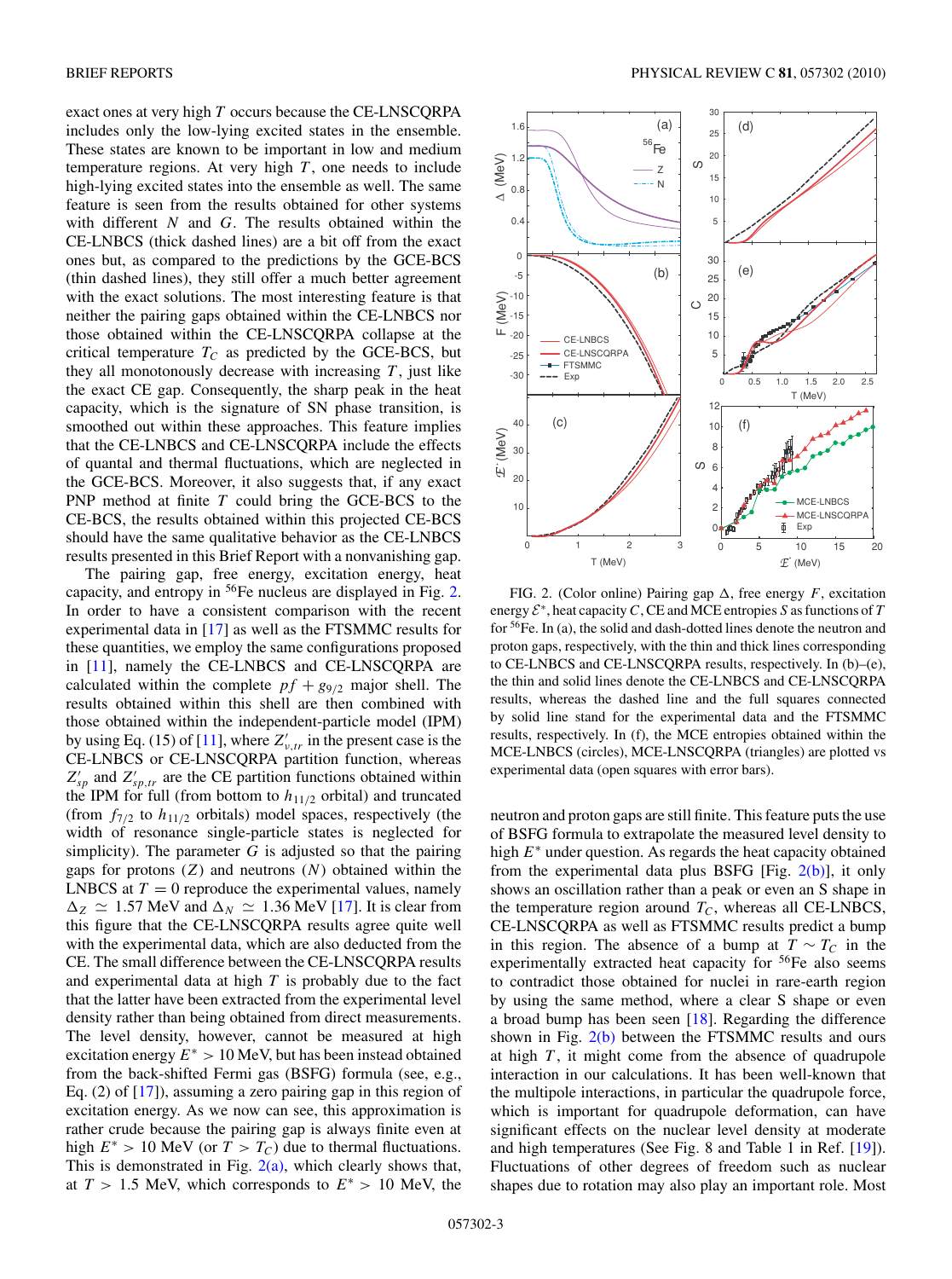exact ones at very high $T$ occurs because the CE-LNSCQRPA includes only the low-lying excited states in the ensemble. These states are known to be important in low and medium temperature regions. At very high $T$, one needs to include high-lying excited states into the ensemble as well. The same feature is seen from the results obtained for other systems with different $N$ and $G$. The results obtained within the CE-LNBCS (thick dashed lines) are a bit off from the exact ones but, as compared to the predictions by the GCE-BCS (thin dashed lines), they still offer a much better agreement with the exact solutions. The most interesting feature is that neither the pairing gaps obtained within the CE-LNBCS nor those obtained within the CE-LNSCQRPA collapse at the critical temperature $T_C$ as predicted by the GCE-BCS, but they all monotonously decrease with increasing $T$, just like the exact CE gap. Consequently, the sharp peak in the heat capacity, which is the signature of SN phase transition, is smoothed out within these approaches. This feature implies that the CE-LNBCS and CE-LNSCQRPA include the effects of quantal and thermal fluctuations, which are neglected in the GCE-BCS. Moreover, it also suggests that, if any exact PNP method at finite $T$ could bring the GCE-BCS to the CE-BCS, the results obtained within this projected CE-BCS should have the same qualitative behavior as the CE-LNBCS results presented in this Brief Report with a nonvanishing gap.

The pairing gap, free energy, excitation energy, heat capacity, and entropy in $^{56}$Fe nucleus are displayed in Fig. 2. In order to have a consistent comparison with the recent experimental data in [17] as well as the FTSMMC results for these quantities, we employ the same configurations proposed in [11], namely the CE-LNBCS and CE-LNSCQRPA are calculated within the complete $pf + g_{9/2}$ major shell. The results obtained within this shell are then combined with those obtained within the independent-particle model (IPM) by using Eq. (15) of [11], where $Z'_{\nu,tr}$ in the present case is the CE-LNBCS or CE-LNSCQRPA partition function, whereas $Z'_{sp}$ and $Z'_{sp,tr}$ are the CE partition functions obtained within the IPM for full (from bottom to $h_{11/2}$ orbital) and truncated (from $f_{7/2}$ to $h_{11/2}$ orbitals) model spaces, respectively (the width of resonance single-particle states is neglected for simplicity). The parameter $G$ is adjusted so that the pairing gaps for protons ($Z$) and neutrons ($N$) obtained within the LNBCS at $T = 0$ reproduce the experimental values, namely $\Delta_Z \simeq 1.57$ MeV and $\Delta_N \simeq 1.36$ MeV [17]. It is clear from this figure that the CE-LNSCQRPA results agree quite well with the experimental data, which are also deducted from the CE. The small difference between the CE-LNSCQRPA results and experimental data at high $T$ is probably due to the fact that the latter have been extracted from the experimental level density rather than being obtained from direct measurements. The level density, however, cannot be measured at high excitation energy $E^* > 10$ MeV, but has been instead obtained from the back-shifted Fermi gas (BSFG) formula (see, e.g., Eq. (2) of [17]), assuming a zero pairing gap in this region of excitation energy. As we now can see, this approximation is rather crude because the pairing gap is always finite even at high $E^* > 10$ MeV (or $T > T_C$) due to thermal fluctuations. This is demonstrated in Fig. 2(a), which clearly shows that, at $T > 1.5$ MeV, which corresponds to $E^* > 10$ MeV, the neutron and proton gaps are still finite. This feature puts the use of BSFG formula to extrapolate the measured level density to high $E^*$ under question. As regards the heat capacity obtained from the experimental data plus BSFG [Fig. 2(b)], it only shows an oscillation rather than a peak or even an S shape in the temperature region around $T_C$, whereas all CE-LNBCS, CE-LNSCQRPA as well as FTSMMC results predict a bump in this region. The absence of a bump at $T \sim T_C$ in the experimentally extracted heat capacity for $^{56}$Fe also seems to contradict those obtained for nuclei in rare-earth region by using the same method, where a clear S shape or even a broad bump has been seen [18]. Regarding the difference shown in Fig. 2(b) between the FTSMMC results and ours at high $T$, it might come from the absence of quadrupole interaction in our calculations. It has been well-known that the multipole interactions, in particular the quadrupole force, which is important for quadrupole deformation, can have significant effects on the nuclear level density at moderate and high temperatures (See Fig. 8 and Table 1 in Ref. [19]). Fluctuations of other degrees of freedom such as nuclear shapes due to rotation may also play an important role. Most

FIG. 2. (Color online) Pairing gap $\Delta$, free energy $F$, excitation energy $\mathcal{E}^*$, heat capacity $C$, CE and MCE entropies $S$ as functions of $T$ for $^{56}$Fe. In (a), the solid and dash-dotted lines denote the neutron and proton gaps, respectively, with the thin and thick lines corresponding to CE-LNBCS and CE-LNSCQRPA results, respectively. In (b)–(e), the thin and solid lines denote the CE-LNBCS and CE-LNSCQRPA results, whereas the dashed line and the full squares connected by solid line stand for the experimental data and the FTSMMC results, respectively. In (f), the MCE entropies obtained within the MCE-LNBCS (circles), MCE-LNSCQRPA (triangles) are plotted vs experimental data (open squares with error bars).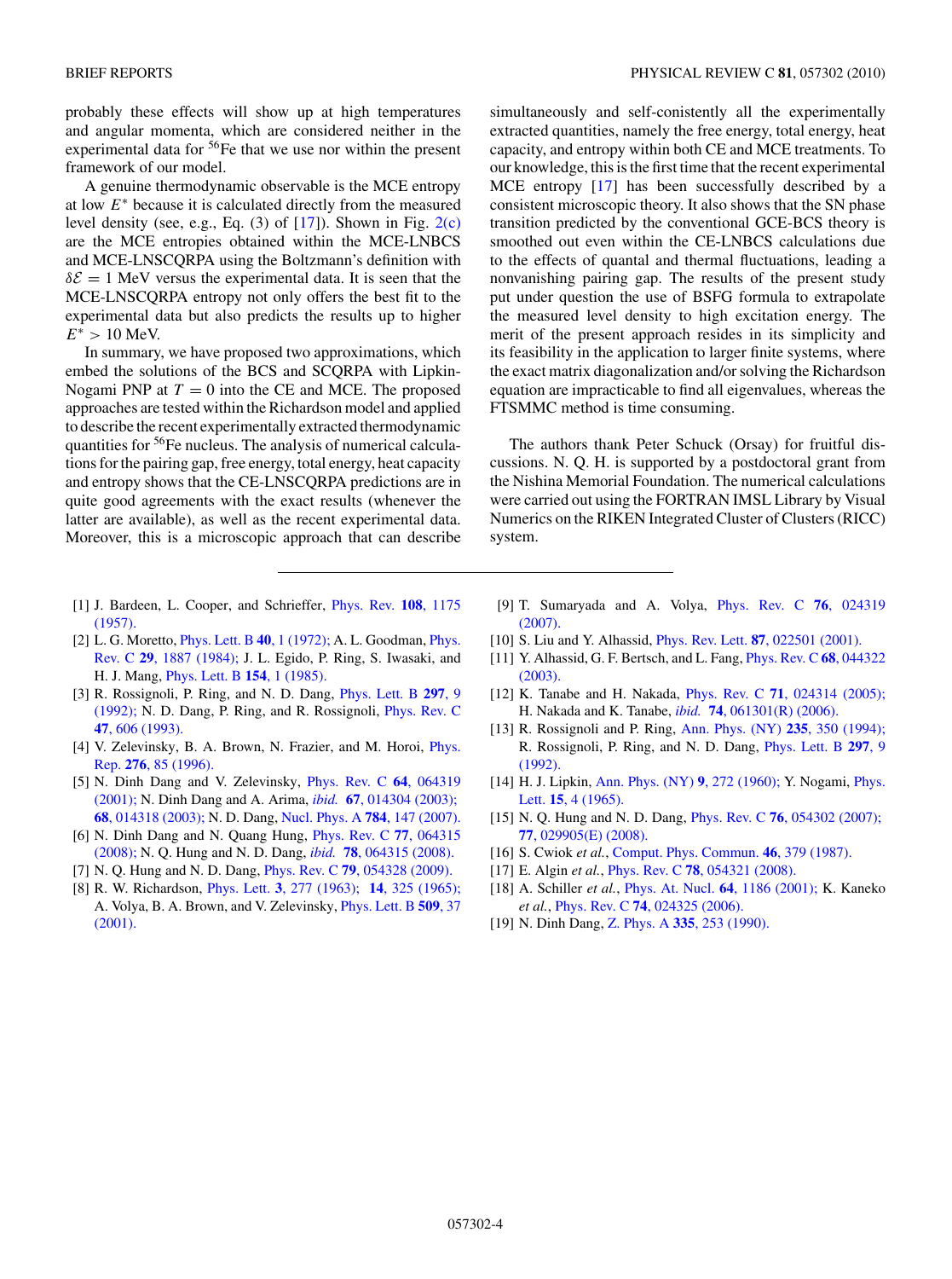probably these effects will show up at high temperatures and angular momenta, which are considered neither in the experimental data for $^{56}$Fe that we use nor within the present framework of our model.

A genuine thermodynamic observable is the MCE entropy at low $E^*$ because it is calculated directly from the measured level density (see, e.g., Eq. (3) of [17]). Shown in Fig. 2(c) are the MCE entropies obtained within the MCE-LNBCS and MCE-LNSCQRPA using the Boltzmann's definition with $\delta\mathcal{E} = 1$ MeV versus the experimental data. It is seen that the MCE-LNSCQRPA entropy not only offers the best fit to the experimental data but also predicts the results up to higher $E^* > 10$ MeV.

In summary, we have proposed two approximations, which embed the solutions of the BCS and SCQRPA with Lipkin-Nogami PNP at $T = 0$ into the CE and MCE. The proposed approaches are tested within the Richardson model and applied to describe the recent experimentally extracted thermodynamic quantities for $^{56}$Fe nucleus. The analysis of numerical calculations for the pairing gap, free energy, total energy, heat capacity and entropy shows that the CE-LNSCQRPA predictions are in quite good agreements with the exact results (whenever the latter are available), as well as the recent experimental data. Moreover, this is a microscopic approach that can describe simultaneously and self-conistently all the experimentally extracted quantities, namely the free energy, total energy, heat capacity, and entropy within both CE and MCE treatments. To our knowledge, this is the first time that the recent experimental MCE entropy [17] has been successfully described by a consistent microscopic theory. It also shows that the SN phase transition predicted by the conventional GCE-BCS theory is smoothed out even within the CE-LNBCS calculations due to the effects of quantal and thermal fluctuations, leading a nonvanishing pairing gap. The results of the present study put under question the use of BSFG formula to extrapolate the measured level density to high excitation energy. The merit of the present approach resides in its simplicity and its feasibility in the application to larger finite systems, where the exact matrix diagonalization and/or solving the Richardson equation are impracticable to find all eigenvalues, whereas the FTSMMC method is time consuming.

The authors thank Peter Schuck (Orsay) for fruitful discussions. N. Q. H. is supported by a postdoctoral grant from the Nishina Memorial Foundation. The numerical calculations were carried out using the FORTRAN IMSL Library by Visual Numerics on the RIKEN Integrated Cluster of Clusters (RICC) system.

---

[1] J. Bardeen, L. Cooper, and Schrieffer, Phys. Rev. **108**, 1175 (1957).

[2] L. G. Moretto, Phys. Lett. B **40**, 1 (1972); A. L. Goodman, Phys. Rev. C **29**, 1887 (1984); J. L. Egido, P. Ring, S. Iwasaki, and H. J. Mang, Phys. Lett. B **154**, 1 (1985).

[3] R. Rossignoli, P. Ring, and N. D. Dang, Phys. Lett. B **297**, 9 (1992); N. D. Dang, P. Ring, and R. Rossignoli, Phys. Rev. C **47**, 606 (1993).

[4] V. Zelevinsky, B. A. Brown, N. Frazier, and M. Horoi, Phys. Rep. **276**, 85 (1996).

[5] N. Dinh Dang and V. Zelevinsky, Phys. Rev. C **64**, 064319 (2001); N. Dinh Dang and A. Arima, *ibid.* **67**, 014304 (2003); **68**, 014318 (2003); N. D. Dang, Nucl. Phys. A **784**, 147 (2007).

[6] N. Dinh Dang and N. Quang Hung, Phys. Rev. C **77**, 064315 (2008); N. Q. Hung and N. D. Dang, *ibid.* **78**, 064315 (2008).

[7] N. Q. Hung and N. D. Dang, Phys. Rev. C **79**, 054328 (2009).

[8] R. W. Richardson, Phys. Lett. **3**, 277 (1963); **14**, 325 (1965); A. Volya, B. A. Brown, and V. Zelevinsky, Phys. Lett. B **509**, 37 (2001).

[9] T. Sumaryada and A. Volya, Phys. Rev. C **76**, 024319 (2007).

[10] S. Liu and Y. Alhassid, Phys. Rev. Lett. **87**, 022501 (2001).

[11] Y. Alhassid, G. F. Bertsch, and L. Fang, Phys. Rev. C **68**, 044322 (2003).

[12] K. Tanabe and H. Nakada, Phys. Rev. C **71**, 024314 (2005); H. Nakada and K. Tanabe, *ibid.* **74**, 061301(R) (2006).

[13] R. Rossignoli and P. Ring, Ann. Phys. (NY) **235**, 350 (1994); R. Rossignoli, P. Ring, and N. D. Dang, Phys. Lett. B **297**, 9 (1992).

[14] H. J. Lipkin, Ann. Phys. (NY) **9**, 272 (1960); Y. Nogami, Phys. Lett. **15**, 4 (1965).

[15] N. Q. Hung and N. D. Dang, Phys. Rev. C **76**, 054302 (2007); **77**, 029905(E) (2008).

[16] S. Cwiok *et al.*, Comput. Phys. Commun. **46**, 379 (1987).

[17] E. Algin *et al.*, Phys. Rev. C **78**, 054321 (2008).

[18] A. Schiller *et al.*, Phys. At. Nucl. **64**, 1186 (2001); K. Kaneko *et al.*, Phys. Rev. C **74**, 024325 (2006).

[19] N. Dinh Dang, Z. Phys. A **335**, 253 (1990).